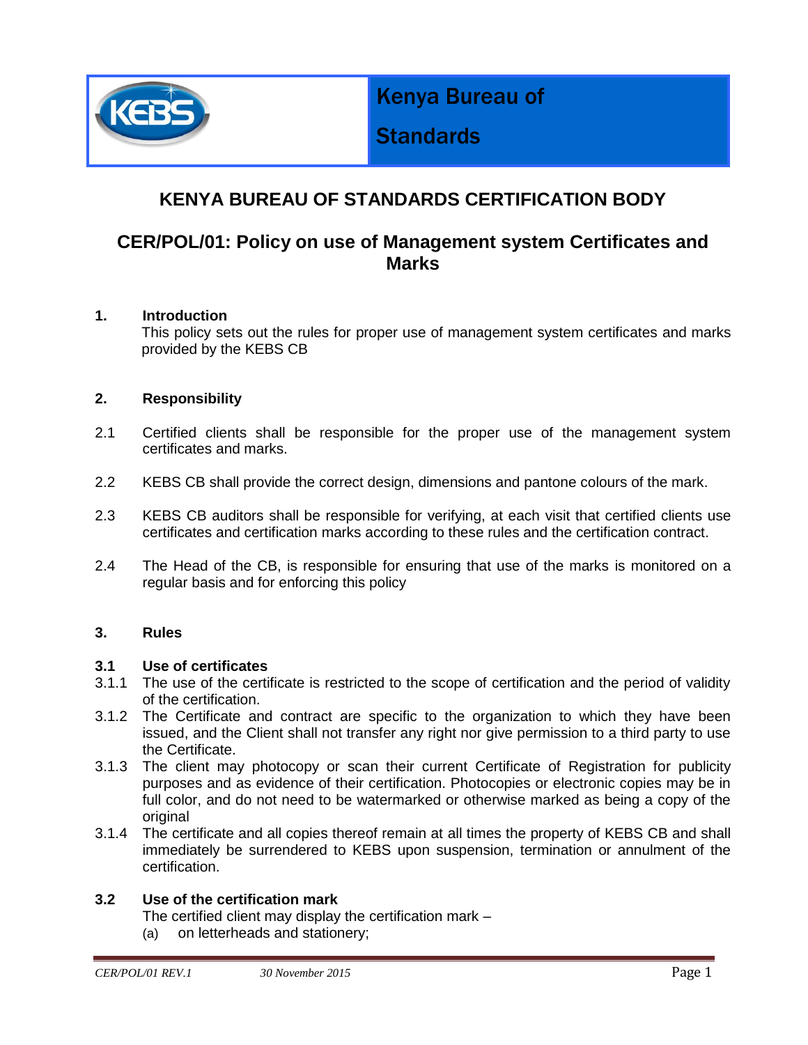Kenya Bureau of Standards

# KENYA BUREAU OF STANDARDS CERTIFICATION BODY

## CER/POL/01: Policy on use of Management system Certificates and Marks

### 1. Introduction

This policy sets out the rules for proper use of management system certificates and marks provided by the KEBS CB

### 2. Responsibility

2.1 Certified clients shall be responsible for the proper use of the management system certificates and marks.

2.2 KEBS CB shall provide the correct design, dimensions and pantone colours of the mark.

2.3 KEBS CB auditors shall be responsible for verifying, at each visit that certified clients use certificates and certification marks according to these rules and the certification contract.

2.4 The Head of the CB, is responsible for ensuring that use of the marks is monitored on a regular basis and for enforcing this policy

### 3. Rules

#### 3.1 Use of certificates

3.1.1 The use of the certificate is restricted to the scope of certification and the period of validity of the certification.

3.1.2 The Certificate and contract are specific to the organization to which they have been issued, and the Client shall not transfer any right nor give permission to a third party to use the Certificate.

3.1.3 The client may photocopy or scan their current Certificate of Registration for publicity purposes and as evidence of their certification. Photocopies or electronic copies may be in full color, and do not need to be watermarked or otherwise marked as being a copy of the original

3.1.4 The certificate and all copies thereof remain at all times the property of KEBS CB and shall immediately be surrendered to KEBS upon suspension, termination or annulment of the certification.

#### 3.2 Use of the certification mark

The certified client may display the certification mark –

(a) on letterheads and stationery;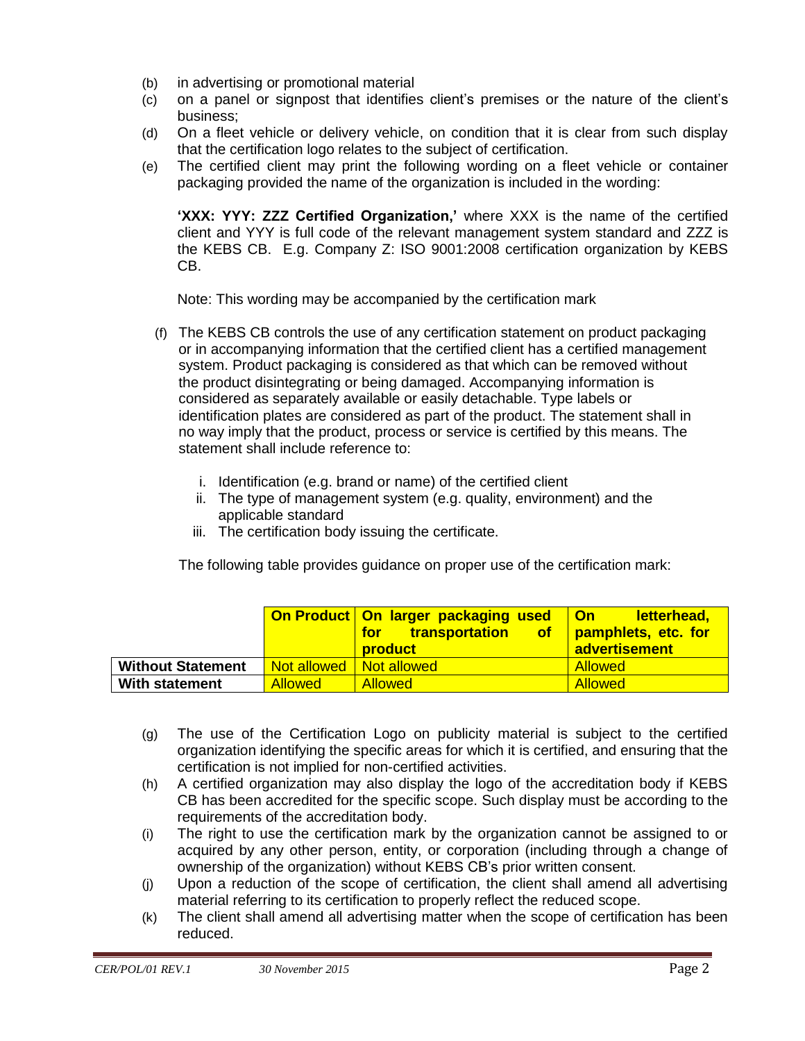(b) in advertising or promotional material

(c) on a panel or signpost that identifies client's premises or the nature of the client's business;

(d) On a fleet vehicle or delivery vehicle, on condition that it is clear from such display that the certification logo relates to the subject of certification.

(e) The certified client may print the following wording on a fleet vehicle or container packaging provided the name of the organization is included in the wording:

**'XXX: YYY: ZZZ Certified Organization,'** where XXX is the name of the certified client and YYY is full code of the relevant management system standard and ZZZ is the KEBS CB. E.g. Company Z: ISO 9001:2008 certification organization by KEBS CB.

Note: This wording may be accompanied by the certification mark

(f) The KEBS CB controls the use of any certification statement on product packaging or in accompanying information that the certified client has a certified management system. Product packaging is considered as that which can be removed without the product disintegrating or being damaged. Accompanying information is considered as separately available or easily detachable. Type labels or identification plates are considered as part of the product. The statement shall in no way imply that the product, process or service is certified by this means. The statement shall include reference to:

i. Identification (e.g. brand or name) of the certified client
ii. The type of management system (e.g. quality, environment) and the applicable standard
iii. The certification body issuing the certificate.

The following table provides guidance on proper use of the certification mark:

| | **On Product** | **On larger packaging used for transportation of product** | **On letterhead, pamphlets, etc. for advertisement** |
|---|---|---|---|
| **Without Statement** | Not allowed | Not allowed | Allowed |
| **With statement** | Allowed | Allowed | Allowed |

(g) The use of the Certification Logo on publicity material is subject to the certified organization identifying the specific areas for which it is certified, and ensuring that the certification is not implied for non-certified activities.

(h) A certified organization may also display the logo of the accreditation body if KEBS CB has been accredited for the specific scope. Such display must be according to the requirements of the accreditation body.

(i) The right to use the certification mark by the organization cannot be assigned to or acquired by any other person, entity, or corporation (including through a change of ownership of the organization) without KEBS CB's prior written consent.

(j) Upon a reduction of the scope of certification, the client shall amend all advertising material referring to its certification to properly reflect the reduced scope.

(k) The client shall amend all advertising matter when the scope of certification has been reduced.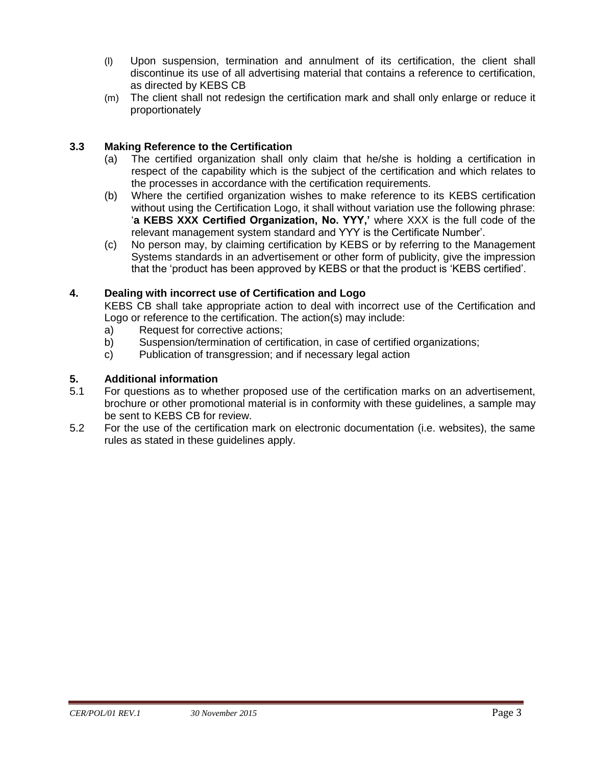(l) Upon suspension, termination and annulment of its certification, the client shall discontinue its use of all advertising material that contains a reference to certification, as directed by KEBS CB

(m) The client shall not redesign the certification mark and shall only enlarge or reduce it proportionately

### 3.3 Making Reference to the Certification

(a) The certified organization shall only claim that he/she is holding a certification in respect of the capability which is the subject of the certification and which relates to the processes in accordance with the certification requirements.

(b) Where the certified organization wishes to make reference to its KEBS certification without using the Certification Logo, it shall without variation use the following phrase: '**a KEBS XXX Certified Organization, No. YYY,'** where XXX is the full code of the relevant management system standard and YYY is the Certificate Number'.

(c) No person may, by claiming certification by KEBS or by referring to the Management Systems standards in an advertisement or other form of publicity, give the impression that the 'product has been approved by KEBS or that the product is 'KEBS certified'.

## 4. Dealing with incorrect use of Certification and Logo

KEBS CB shall take appropriate action to deal with incorrect use of the Certification and Logo or reference to the certification. The action(s) may include:

a) Request for corrective actions;

b) Suspension/termination of certification, in case of certified organizations;

c) Publication of transgression; and if necessary legal action

## 5. Additional information

5.1 For questions as to whether proposed use of the certification marks on an advertisement, brochure or other promotional material is in conformity with these guidelines, a sample may be sent to KEBS CB for review.

5.2 For the use of the certification mark on electronic documentation (i.e. websites), the same rules as stated in these guidelines apply.